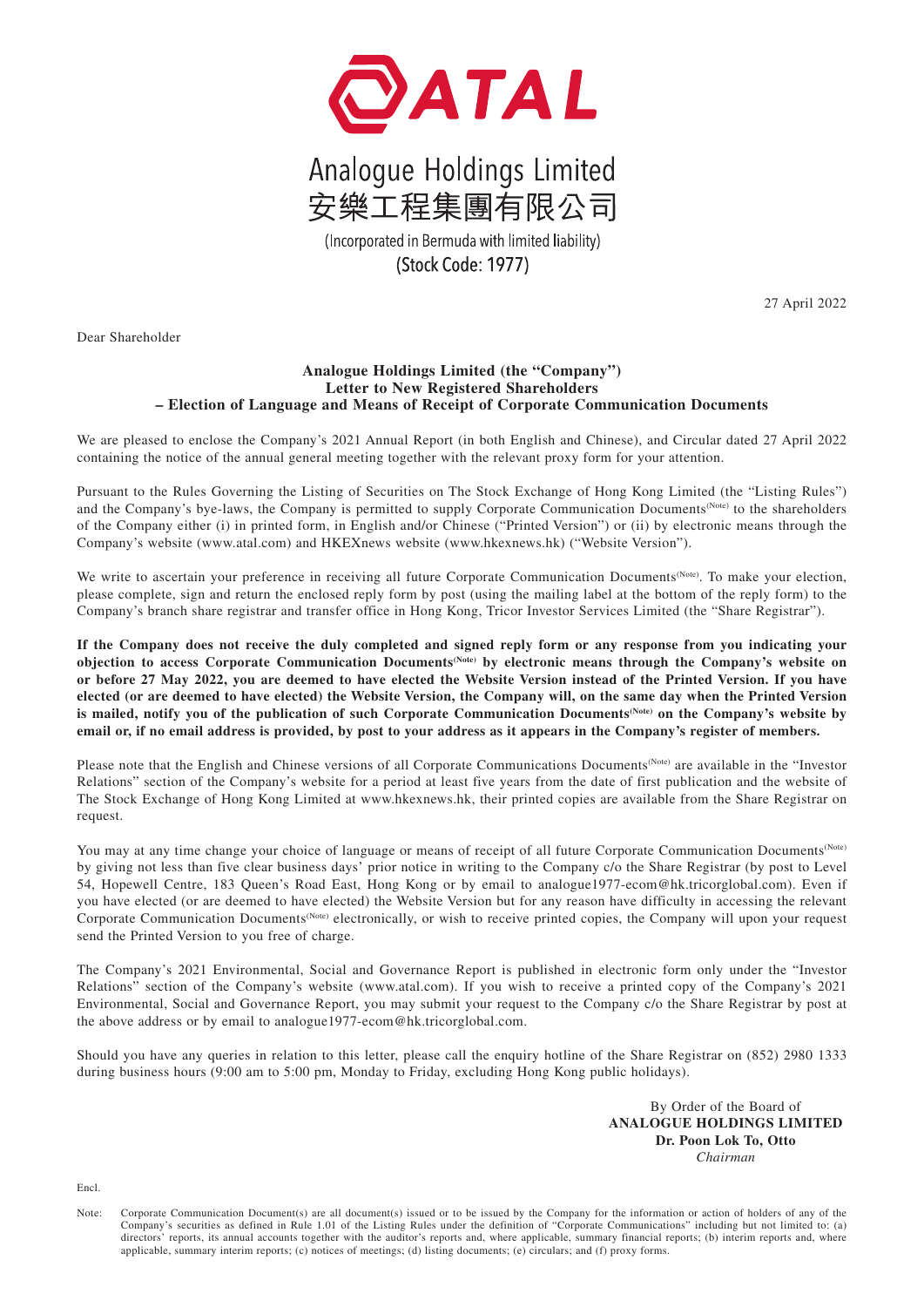# ATAL

## Analogue Holdings Limited
## 安樂工程集團有限公司

(Incorporated in Bermuda with limited liability)

**(Stock Code: 1977)**

27 April 2022

Dear Shareholder

**Analogue Holdings Limited (the "Company")**
**Letter to New Registered Shareholders**
**– Election of Language and Means of Receipt of Corporate Communication Documents**

We are pleased to enclose the Company's 2021 Annual Report (in both English and Chinese), and Circular dated 27 April 2022 containing the notice of the annual general meeting together with the relevant proxy form for your attention.

Pursuant to the Rules Governing the Listing of Securities on The Stock Exchange of Hong Kong Limited (the "Listing Rules") and the Company's bye-laws, the Company is permitted to supply Corporate Communication Documents(Note) to the shareholders of the Company either (i) in printed form, in English and/or Chinese ("Printed Version") or (ii) by electronic means through the Company's website (www.atal.com) and HKEXnews website (www.hkexnews.hk) ("Website Version").

We write to ascertain your preference in receiving all future Corporate Communication Documents(Note). To make your election, please complete, sign and return the enclosed reply form by post (using the mailing label at the bottom of the reply form) to the Company's branch share registrar and transfer office in Hong Kong, Tricor Investor Services Limited (the "Share Registrar").

**If the Company does not receive the duly completed and signed reply form or any response from you indicating your objection to access Corporate Communication Documents(Note) by electronic means through the Company's website on or before 27 May 2022, you are deemed to have elected the Website Version instead of the Printed Version. If you have elected (or are deemed to have elected) the Website Version, the Company will, on the same day when the Printed Version is mailed, notify you of the publication of such Corporate Communication Documents(Note) on the Company's website by email or, if no email address is provided, by post to your address as it appears in the Company's register of members.**

Please note that the English and Chinese versions of all Corporate Communications Documents(Note) are available in the "Investor Relations" section of the Company's website for a period at least five years from the date of first publication and the website of The Stock Exchange of Hong Kong Limited at www.hkexnews.hk, their printed copies are available from the Share Registrar on request.

You may at any time change your choice of language or means of receipt of all future Corporate Communication Documents(Note) by giving not less than five clear business days' prior notice in writing to the Company c/o the Share Registrar (by post to Level 54, Hopewell Centre, 183 Queen's Road East, Hong Kong or by email to analogue1977-ecom@hk.tricorglobal.com). Even if you have elected (or are deemed to have elected) the Website Version but for any reason have difficulty in accessing the relevant Corporate Communication Documents(Note) electronically, or wish to receive printed copies, the Company will upon your request send the Printed Version to you free of charge.

The Company's 2021 Environmental, Social and Governance Report is published in electronic form only under the "Investor Relations" section of the Company's website (www.atal.com). If you wish to receive a printed copy of the Company's 2021 Environmental, Social and Governance Report, you may submit your request to the Company c/o the Share Registrar by post at the above address or by email to analogue1977-ecom@hk.tricorglobal.com.

Should you have any queries in relation to this letter, please call the enquiry hotline of the Share Registrar on (852) 2980 1333 during business hours (9:00 am to 5:00 pm, Monday to Friday, excluding Hong Kong public holidays).

By Order of the Board of
**ANALOGUE HOLDINGS LIMITED**
**Dr. Poon Lok To, Otto**
*Chairman*

Encl.

Note: Corporate Communication Document(s) are all document(s) issued or to be issued by the Company for the information or action of holders of any of the Company's securities as defined in Rule 1.01 of the Listing Rules under the definition of "Corporate Communications" including but not limited to: (a) directors' reports, its annual accounts together with the auditor's reports and, where applicable, summary financial reports; (b) interim reports and, where applicable, summary interim reports; (c) notices of meetings; (d) listing documents; (e) circulars; and (f) proxy forms.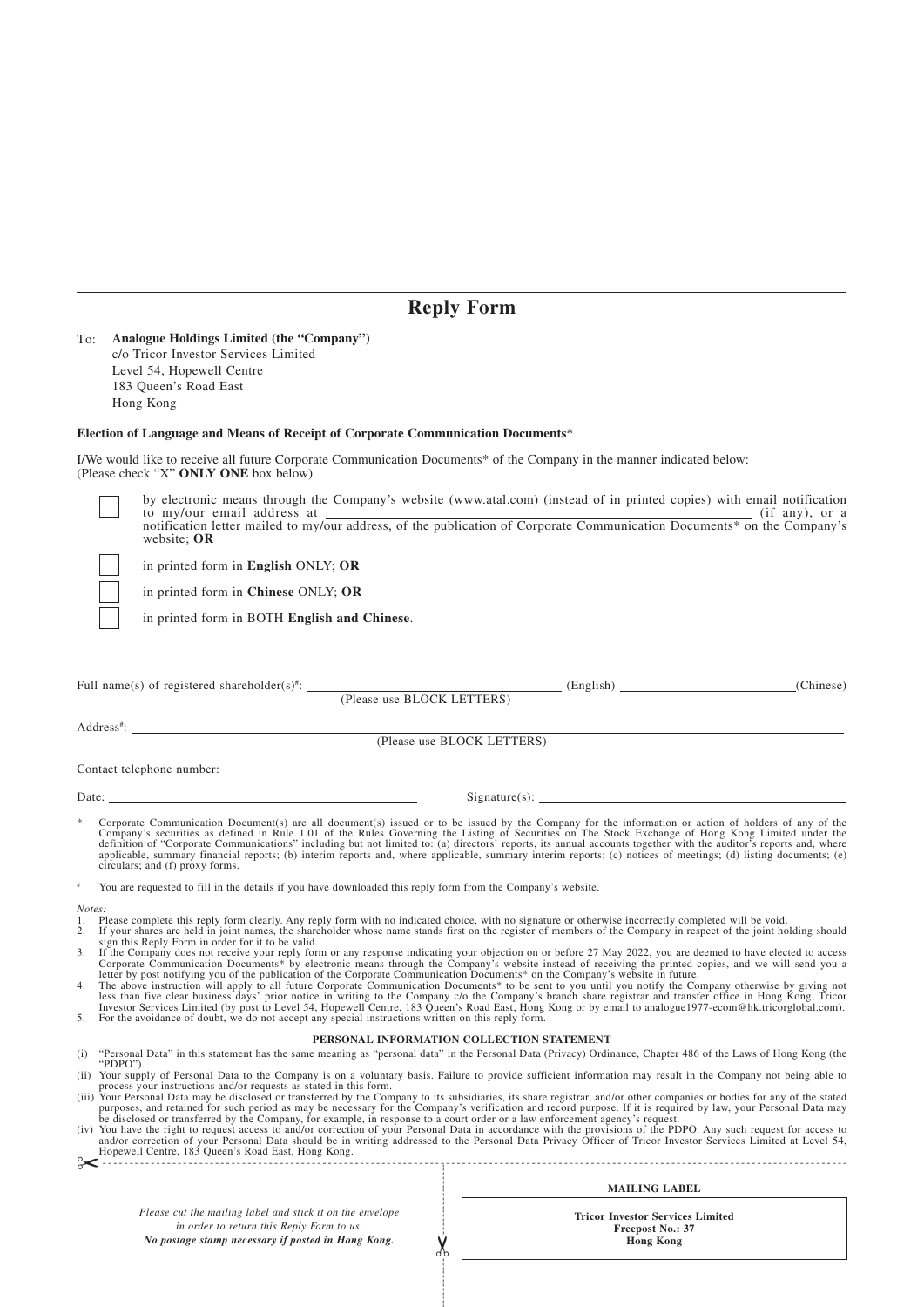# Reply Form

To: **Analogue Holdings Limited (the "Company")**
c/o Tricor Investor Services Limited
Level 54, Hopewell Centre
183 Queen's Road East
Hong Kong

**Election of Language and Means of Receipt of Corporate Communication Documents***

I/We would like to receive all future Corporate Communication Documents* of the Company in the manner indicated below:
(Please check "X" **ONLY ONE** box below)

☐ by electronic means through the Company's website (www.atal.com) (instead of in printed copies) with email notification to my/our email address at ______________________ (if any), or a notification letter mailed to my/our address, of the publication of Corporate Communication Documents* on the Company's website; **OR**

☐ in printed form in **English** ONLY; **OR**

☐ in printed form in **Chinese** ONLY; **OR**

☐ in printed form in BOTH **English and Chinese**.

Full name(s) of registered shareholder(s)#: ______________________ (English) ______________________ (Chinese)
(Please use BLOCK LETTERS)

Address#: ______________________
(Please use BLOCK LETTERS)

Contact telephone number: ______________________

Date: ______________________ Signature(s): ______________________

\* Corporate Communication Document(s) are all document(s) issued or to be issued by the Company for the information or action of holders of any of the Company's securities as defined in Rule 1.01 of the Rules Governing the Listing of Securities on The Stock Exchange of Hong Kong Limited under the definition of "Corporate Communications" including but not limited to: (a) directors' reports, its annual accounts together with the auditor's reports and, where applicable, summary financial reports; (b) interim reports and, where applicable, summary interim reports; (c) notices of meetings; (d) listing documents; (e) circulars; and (f) proxy forms.

\# You are requested to fill in the details if you have downloaded this reply form from the Company's website.

*Notes:*

1. Please complete this reply form clearly. Any reply form with no indicated choice, with no signature or otherwise incorrectly completed will be void.
2. If your shares are held in joint names, the shareholder whose name stands first on the register of members of the Company in respect of the joint holding should sign this Reply Form in order for it to be valid.
3. If the Company does not receive your reply form or any response indicating your objection on or before 27 May 2022, you are deemed to have elected to access Corporate Communication Documents* by electronic means through the Company's website instead of receiving the printed copies, and we will send you a letter by post notifying you of the publication of the Corporate Communication Documents* on the Company's website in future.
4. The above instruction will apply to all future Corporate Communication Documents* to be sent to you until you notify the Company otherwise by giving not less than five clear business days' prior notice in writing to the Company c/o the Company's branch share registrar and transfer office in Hong Kong, Tricor Investor Services Limited (by post to Level 54, Hopewell Centre, 183 Queen's Road East, Hong Kong or by email to analogue1977-ecom@hk.tricorglobal.com).
5. For the avoidance of doubt, we do not accept any special instructions written on this reply form.

## PERSONAL INFORMATION COLLECTION STATEMENT

(i) "Personal Data" in this statement has the same meaning as "personal data" in the Personal Data (Privacy) Ordinance, Chapter 486 of the Laws of Hong Kong (the "PDPO").

(ii) Your supply of Personal Data to the Company is on a voluntary basis. Failure to provide sufficient information may result in the Company not being able to process your instructions and/or requests as stated in this form.

(iii) Your Personal Data may be disclosed or transferred by the Company to its subsidiaries, its share registrar, and/or other companies or bodies for any of the stated purposes, and retained for such period as may be necessary for the Company's verification and record purpose. If it is required by law, your Personal Data may be disclosed or transferred by the Company, for example, in response to a court order or a law enforcement agency's request.

(iv) You have the right to request access to and/or correction of your Personal Data in accordance with the provisions of the PDPO. Any such request for access to and/or correction of your Personal Data should be in writing addressed to the Personal Data Privacy Officer of Tricor Investor Services Limited at Level 54, Hopewell Centre, 183 Queen's Road East, Hong Kong.

*Please cut the mailing label and stick it on the envelope in order to return this Reply Form to us.*
***No postage stamp necessary if posted in Hong Kong.***

**MAILING LABEL**

**Tricor Investor Services Limited**
**Freepost No.: 37**
**Hong Kong**